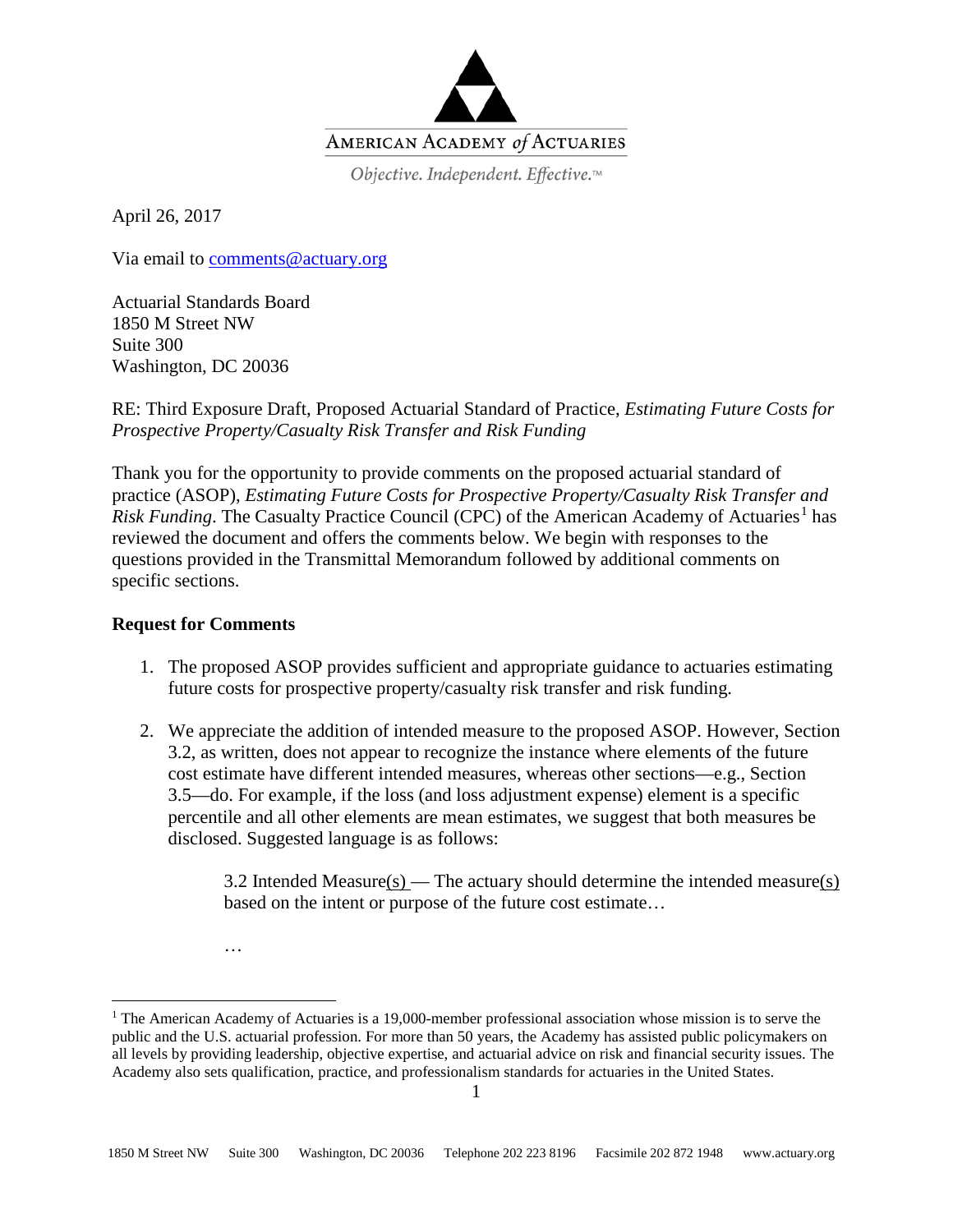AMERICAN ACADEMY *of* ACTUARIES

*Objective. Independent. Effective.*™

April 26, 2017

Via email to comments@actuary.org

Actuarial Standards Board
1850 M Street NW
Suite 300
Washington, DC 20036

RE: Third Exposure Draft, Proposed Actuarial Standard of Practice, *Estimating Future Costs for Prospective Property/Casualty Risk Transfer and Risk Funding*

Thank you for the opportunity to provide comments on the proposed actuarial standard of practice (ASOP), *Estimating Future Costs for Prospective Property/Casualty Risk Transfer and Risk Funding*. The Casualty Practice Council (CPC) of the American Academy of Actuaries[1] has reviewed the document and offers the comments below. We begin with responses to the questions provided in the Transmittal Memorandum followed by additional comments on specific sections.

**Request for Comments**

1. The proposed ASOP provides sufficient and appropriate guidance to actuaries estimating future costs for prospective property/casualty risk transfer and risk funding.

2. We appreciate the addition of intended measure to the proposed ASOP. However, Section 3.2, as written, does not appear to recognize the instance where elements of the future cost estimate have different intended measures, whereas other sections—e.g., Section 3.5—do. For example, if the loss (and loss adjustment expense) element is a specific percentile and all other elements are mean estimates, we suggest that both measures be disclosed. Suggested language is as follows:

   > 3.2 Intended Measure<u>(s)</u> — The actuary should determine the intended measure<u>(s)</u> based on the intent or purpose of the future cost estimate…
   >
   > …

[1] The American Academy of Actuaries is a 19,000-member professional association whose mission is to serve the public and the U.S. actuarial profession. For more than 50 years, the Academy has assisted public policymakers on all levels by providing leadership, objective expertise, and actuarial advice on risk and financial security issues. The Academy also sets qualification, practice, and professionalism standards for actuaries in the United States.

1850 M Street NW Suite 300 Washington, DC 20036 Telephone 202 223 8196 Facsimile 202 872 1948 www.actuary.org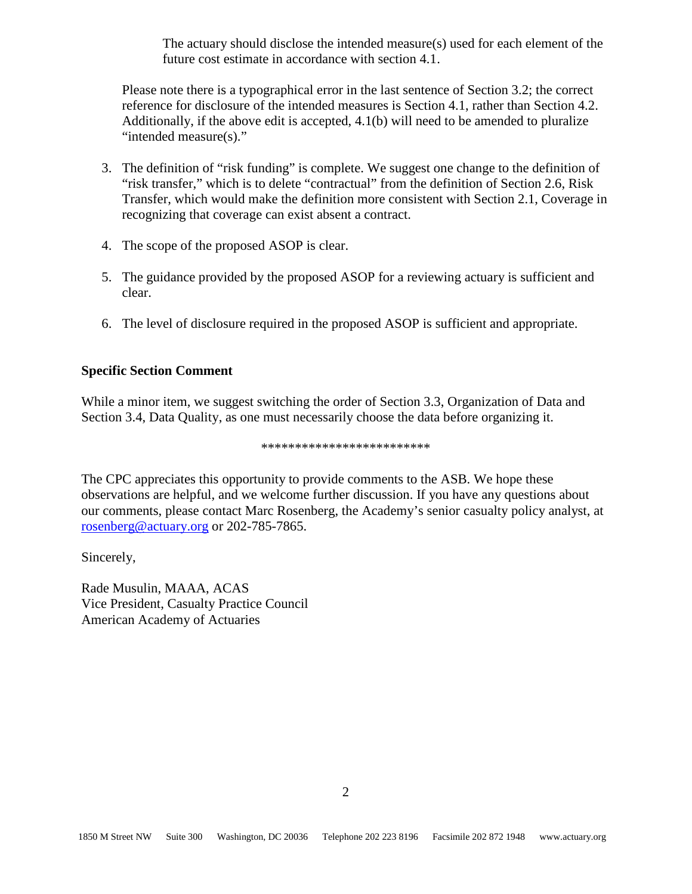The actuary should disclose the intended measure(s) used for each element of the future cost estimate in accordance with section 4.1.

Please note there is a typographical error in the last sentence of Section 3.2; the correct reference for disclosure of the intended measures is Section 4.1, rather than Section 4.2. Additionally, if the above edit is accepted, 4.1(b) will need to be amended to pluralize "intended measure(s)."

3. The definition of "risk funding" is complete. We suggest one change to the definition of "risk transfer," which is to delete "contractual" from the definition of Section 2.6, Risk Transfer, which would make the definition more consistent with Section 2.1, Coverage in recognizing that coverage can exist absent a contract.

4. The scope of the proposed ASOP is clear.

5. The guidance provided by the proposed ASOP for a reviewing actuary is sufficient and clear.

6. The level of disclosure required in the proposed ASOP is sufficient and appropriate.

**Specific Section Comment**

While a minor item, we suggest switching the order of Section 3.3, Organization of Data and Section 3.4, Data Quality, as one must necessarily choose the data before organizing it.

*************************

The CPC appreciates this opportunity to provide comments to the ASB. We hope these observations are helpful, and we welcome further discussion. If you have any questions about our comments, please contact Marc Rosenberg, the Academy's senior casualty policy analyst, at rosenberg@actuary.org or 202-785-7865.

Sincerely,

Rade Musulin, MAAA, ACAS
Vice President, Casualty Practice Council
American Academy of Actuaries